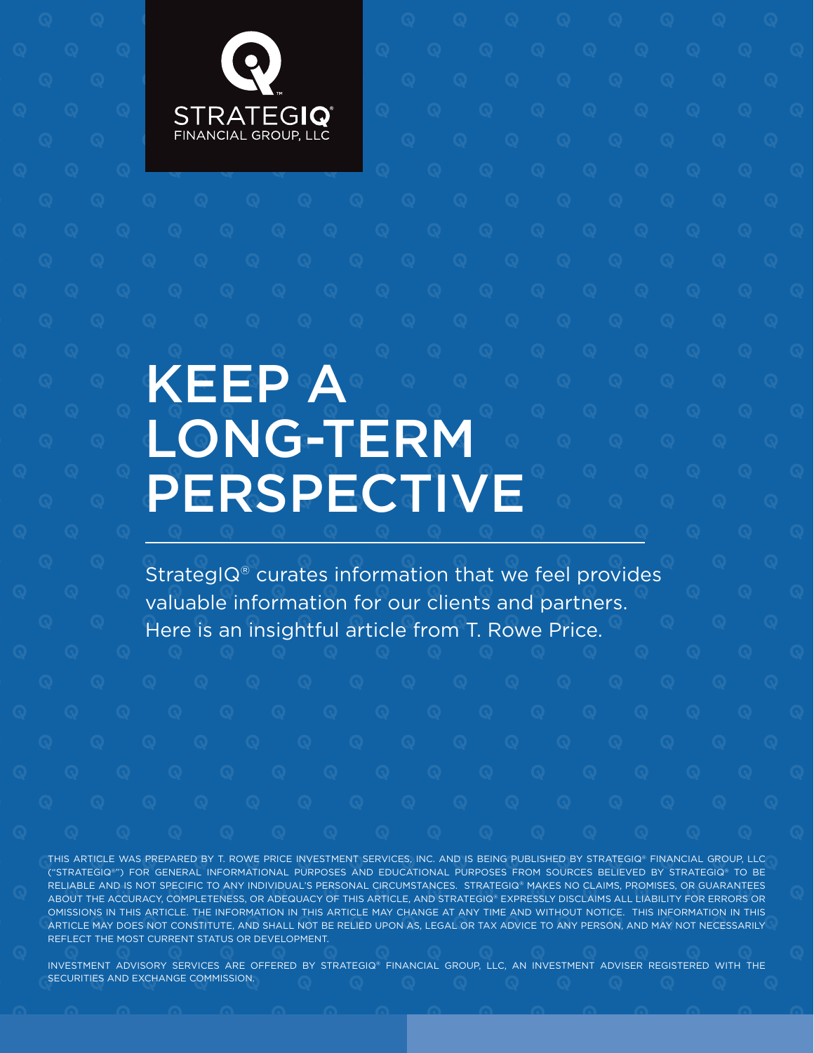STRATEGIQ®
FINANCIAL GROUP, LLC

# KEEP A LONG-TERM PERSPECTIVE

StrategIQ® curates information that we feel provides valuable information for our clients and partners. Here is an insightful article from T. Rowe Price.

THIS ARTICLE WAS PREPARED BY T. ROWE PRICE INVESTMENT SERVICES, INC. AND IS BEING PUBLISHED BY STRATEGIQ® FINANCIAL GROUP, LLC ("STRATEGIQ®") FOR GENERAL INFORMATIONAL PURPOSES AND EDUCATIONAL PURPOSES FROM SOURCES BELIEVED BY STRATEGIQ® TO BE RELIABLE AND IS NOT SPECIFIC TO ANY INDIVIDUAL'S PERSONAL CIRCUMSTANCES. STRATEGIQ® MAKES NO CLAIMS, PROMISES, OR GUARANTEES ABOUT THE ACCURACY, COMPLETENESS, OR ADEQUACY OF THIS ARTICLE, AND STRATEGIQ® EXPRESSLY DISCLAIMS ALL LIABILITY FOR ERRORS OR OMISSIONS IN THIS ARTICLE. THE INFORMATION IN THIS ARTICLE MAY CHANGE AT ANY TIME AND WITHOUT NOTICE. THIS INFORMATION IN THIS ARTICLE MAY DOES NOT CONSTITUTE, AND SHALL NOT BE RELIED UPON AS, LEGAL OR TAX ADVICE TO ANY PERSON, AND MAY NOT NECESSARILY REFLECT THE MOST CURRENT STATUS OR DEVELOPMENT.

INVESTMENT ADVISORY SERVICES ARE OFFERED BY STRATEGIQ® FINANCIAL GROUP, LLC, AN INVESTMENT ADVISER REGISTERED WITH THE SECURITIES AND EXCHANGE COMMISSION.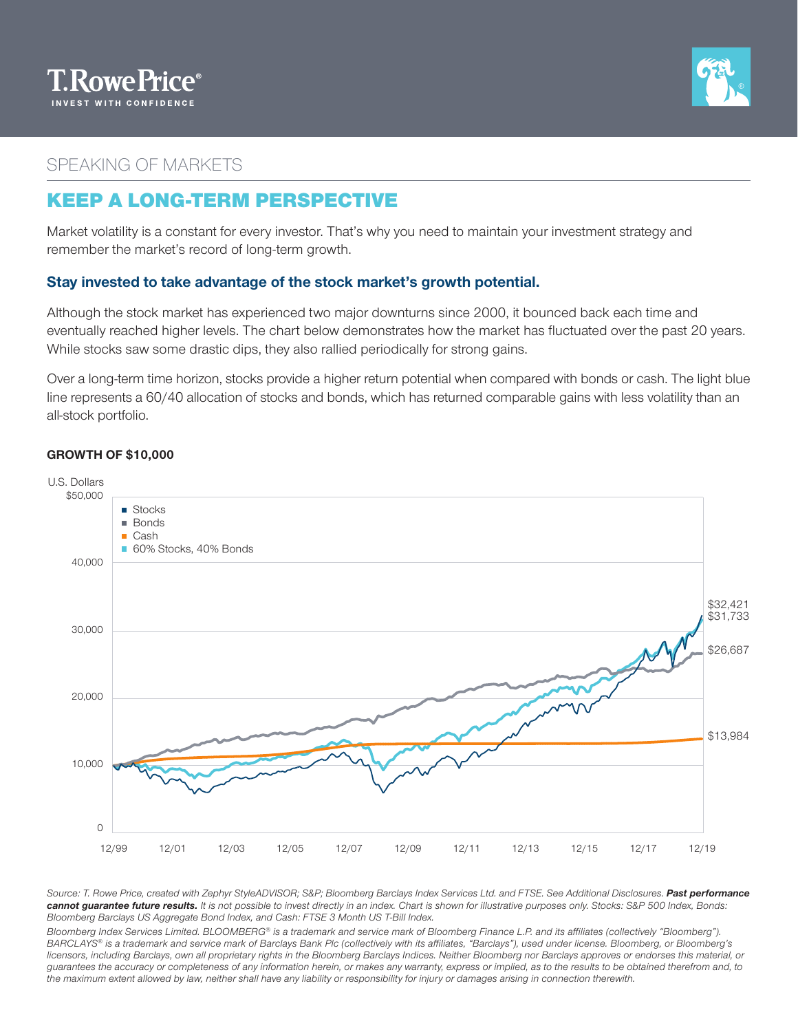SPEAKING OF MARKETS

# KEEP A LONG-TERM PERSPECTIVE

Market volatility is a constant for every investor. That's why you need to maintain your investment strategy and remember the market's record of long-term growth.

### Stay invested to take advantage of the stock market's growth potential.

Although the stock market has experienced two major downturns since 2000, it bounced back each time and eventually reached higher levels. The chart below demonstrates how the market has fluctuated over the past 20 years. While stocks saw some drastic dips, they also rallied periodically for strong gains.

Over a long-term time horizon, stocks provide a higher return potential when compared with bonds or cash. The light blue line represents a 60/40 allocation of stocks and bonds, which has returned comparable gains with less volatility than an all-stock portfolio.

**GROWTH OF $10,000**

U.S. Dollars

- Stocks
- Bonds
- Cash
- 60% Stocks, 40% Bonds

$32,421
$31,733
$26,687
$13,984

*Source: T. Rowe Price, created with Zephyr StyleADVISOR; S&P; Bloomberg Barclays Index Services Ltd. and FTSE. See Additional Disclosures.* ***Past performance cannot guarantee future results.*** *It is not possible to invest directly in an index. Chart is shown for illustrative purposes only. Stocks: S&P 500 Index, Bonds: Bloomberg Barclays US Aggregate Bond Index, and Cash: FTSE 3 Month US T-Bill Index.*

*Bloomberg Index Services Limited. BLOOMBERG® is a trademark and service mark of Bloomberg Finance L.P. and its affiliates (collectively "Bloomberg"). BARCLAYS® is a trademark and service mark of Barclays Bank Plc (collectively with its affiliates, "Barclays"), used under license. Bloomberg, or Bloomberg's licensors, including Barclays, own all proprietary rights in the Bloomberg Barclays Indices. Neither Bloomberg nor Barclays approves or endorses this material, or guarantees the accuracy or completeness of any information herein, or makes any warranty, express or implied, as to the results to be obtained therefrom and, to the maximum extent allowed by law, neither shall have any liability or responsibility for injury or damages arising in connection therewith.*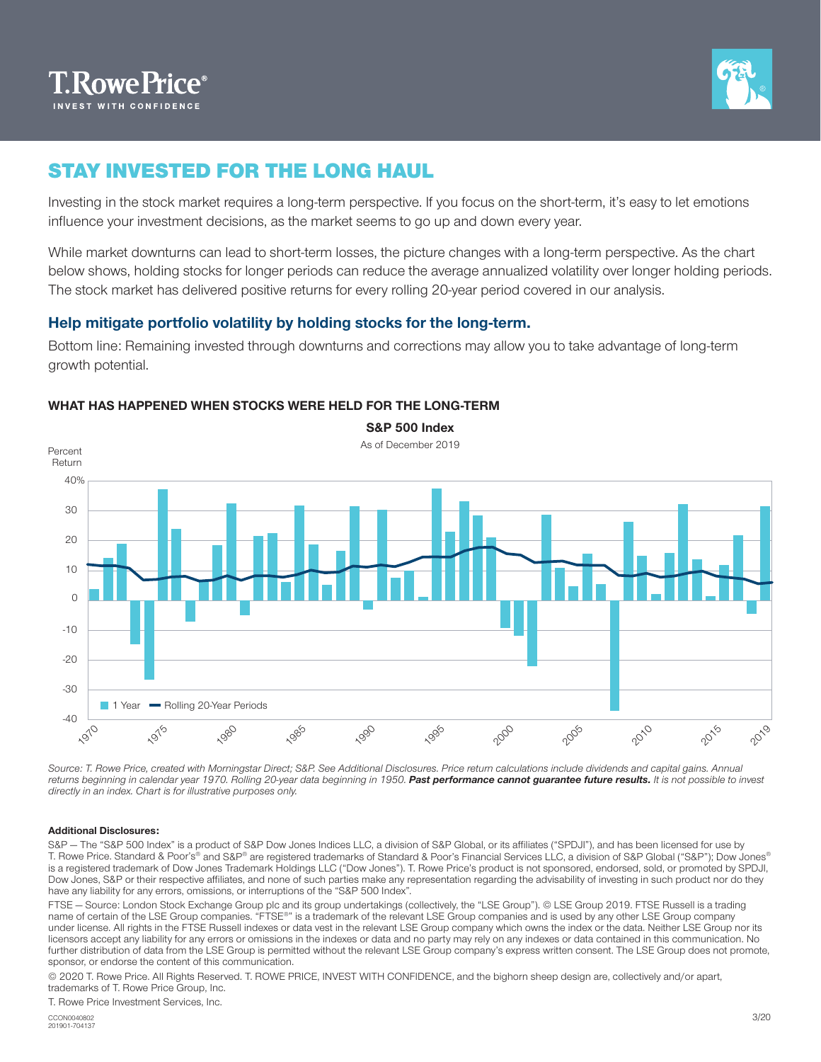T.Rowe Price®
INVEST WITH CONFIDENCE

# STAY INVESTED FOR THE LONG HAUL

Investing in the stock market requires a long-term perspective. If you focus on the short-term, it's easy to let emotions influence your investment decisions, as the market seems to go up and down every year.

While market downturns can lead to short-term losses, the picture changes with a long-term perspective. As the chart below shows, holding stocks for longer periods can reduce the average annualized volatility over longer holding periods. The stock market has delivered positive returns for every rolling 20-year period covered in our analysis.

### Help mitigate portfolio volatility by holding stocks for the long-term.

Bottom line: Remaining invested through downturns and corrections may allow you to take advantage of long-term growth potential.

#### WHAT HAS HAPPENED WHEN STOCKS WERE HELD FOR THE LONG-TERM

**S&P 500 Index**

As of December 2019

Percent Return

40%
30
20
10
0
-10
-20
-30
-40

1 Year
Rolling 20-Year Periods

1970
1975
1980
1985
1990
1995
2000
2005
2010
2015
2019

*Source: T. Rowe Price, created with Morningstar Direct; S&P. See Additional Disclosures. Price return calculations include dividends and capital gains. Annual returns beginning in calendar year 1970. Rolling 20-year data beginning in 1950.* ***Past performance cannot guarantee future results.*** *It is not possible to invest directly in an index. Chart is for illustrative purposes only.*

**Additional Disclosures:**

S&P — The "S&P 500 Index" is a product of S&P Dow Jones Indices LLC, a division of S&P Global, or its affiliates ("SPDJI"), and has been licensed for use by T. Rowe Price. Standard & Poor's® and S&P® are registered trademarks of Standard & Poor's Financial Services LLC, a division of S&P Global ("S&P"); Dow Jones® is a registered trademark of Dow Jones Trademark Holdings LLC ("Dow Jones"). T. Rowe Price's product is not sponsored, endorsed, sold, or promoted by SPDJI, Dow Jones, S&P or their respective affiliates, and none of such parties make any representation regarding the advisability of investing in such product nor do they have any liability for any errors, omissions, or interruptions of the "S&P 500 Index".

FTSE — Source: London Stock Exchange Group plc and its group undertakings (collectively, the "LSE Group"). © LSE Group 2019. FTSE Russell is a trading name of certain of the LSE Group companies. "FTSE®" is a trademark of the relevant LSE Group companies and is used by any other LSE Group company under license. All rights in the FTSE Russell indexes or data vest in the relevant LSE Group company which owns the index or the data. Neither LSE Group nor its licensors accept any liability for any errors or omissions in the indexes or data and no party may rely on any indexes or data contained in this communication. No further distribution of data from the LSE Group is permitted without the relevant LSE Group company's express written consent. The LSE Group does not promote, sponsor, or endorse the content of this communication.

© 2020 T. Rowe Price. All Rights Reserved. T. ROWE PRICE, INVEST WITH CONFIDENCE, and the bighorn sheep design are, collectively and/or apart, trademarks of T. Rowe Price Group, Inc.

T. Rowe Price Investment Services, Inc.

CCON0040802
201901-704137

3/20